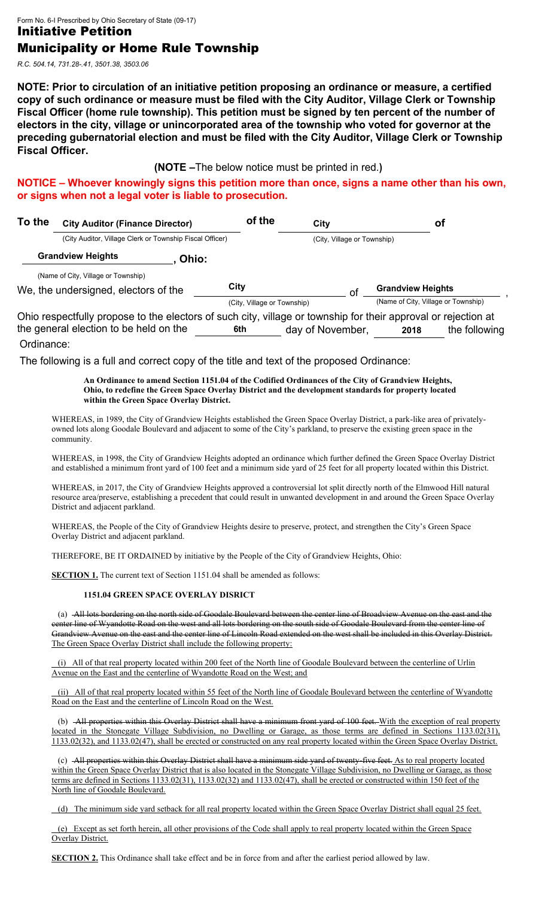Form No. 6-I Prescribed by Ohio Secretary of State (09-17)

# Initiative Petition
# Municipality or Home Rule Township

*R.C. 504.14, 731.28-.41, 3501.38, 3503.06*

**NOTE: Prior to circulation of an initiative petition proposing an ordinance or measure, a certified copy of such ordinance or measure must be filed with the City Auditor, Village Clerk or Township Fiscal Officer (home rule township). This petition must be signed by ten percent of the number of electors in the city, village or unincorporated area of the township who voted for governor at the preceding gubernatorial election and must be filed with the City Auditor, Village Clerk or Township Fiscal Officer.**

**(NOTE –**The below notice must be printed in red.**)**

**NOTICE – Whoever knowingly signs this petition more than once, signs a name other than his own, or signs when not a legal voter is liable to prosecution.**

**To the** **City Auditor (Finance Director)** (City Auditor, Village Clerk or Township Fiscal Officer) **of the** **City** (City, Village or Township) **of** **Grandview Heights** (Name of City, Village or Township), **Ohio:**

We, the undersigned, electors of the **City** (City, Village or Township) of **Grandview Heights** (Name of City, Village or Township), Ohio respectfully propose to the electors of such city, village or township for their approval or rejection at the general election to be held on the **6th** day of November, **2018** the following Ordinance:

The following is a full and correct copy of the title and text of the proposed Ordinance:

**An Ordinance to amend Section 1151.04 of the Codified Ordinances of the City of Grandview Heights, Ohio, to redefine the Green Space Overlay District and the development standards for property located within the Green Space Overlay District.**

WHEREAS, in 1989, the City of Grandview Heights established the Green Space Overlay District, a park-like area of privately-owned lots along Goodale Boulevard and adjacent to some of the City's parkland, to preserve the existing green space in the community.

WHEREAS, in 1998, the City of Grandview Heights adopted an ordinance which further defined the Green Space Overlay District and established a minimum front yard of 100 feet and a minimum side yard of 25 feet for all property located within this District.

WHEREAS, in 2017, the City of Grandview Heights approved a controversial lot split directly north of the Elmwood Hill natural resource area/preserve, establishing a precedent that could result in unwanted development in and around the Green Space Overlay District and adjacent parkland.

WHEREAS, the People of the City of Grandview Heights desire to preserve, protect, and strengthen the City's Green Space Overlay District and adjacent parkland.

THEREFORE, BE IT ORDAINED by initiative by the People of the City of Grandview Heights, Ohio:

**SECTION 1.** The current text of Section 1151.04 shall be amended as follows:

**1151.04 GREEN SPACE OVERLAY DISRICT**

(a) ~~All lots bordering on the north side of Goodale Boulevard between the center line of Broadview Avenue on the east and the center line of Wyandotte Road on the west and all lots bordering on the south side of Goodale Boulevard from the center line of Grandview Avenue on the east and the center line of Lincoln Road extended on the west shall be included in this Overlay District.~~ The Green Space Overlay District shall include the following property:

(i) All of that real property located within 200 feet of the North line of Goodale Boulevard between the centerline of Urlin Avenue on the East and the centerline of Wyandotte Road on the West; and

(ii) All of that real property located within 55 feet of the North line of Goodale Boulevard between the centerline of Wyandotte Road on the East and the centerline of Lincoln Road on the West.

(b) ~~All properties within this Overlay District shall have a minimum front yard of 100 feet.~~ With the exception of real property located in the Stonegate Village Subdivision, no Dwelling or Garage, as those terms are defined in Sections 1133.02(31), 1133.02(32), and 1133.02(47), shall be erected or constructed on any real property located within the Green Space Overlay District.

(c) ~~All properties within this Overlay District shall have a minimum side yard of twenty-five feet.~~ As to real property located within the Green Space Overlay District that is also located in the Stonegate Village Subdivision, no Dwelling or Garage, as those terms are defined in Sections 1133.02(31), 1133.02(32) and 1133.02(47), shall be erected or constructed within 150 feet of the North line of Goodale Boulevard.

(d) The minimum side yard setback for all real property located within the Green Space Overlay District shall equal 25 feet.

(e) Except as set forth herein, all other provisions of the Code shall apply to real property located within the Green Space Overlay District.

**SECTION 2.** This Ordinance shall take effect and be in force from and after the earliest period allowed by law.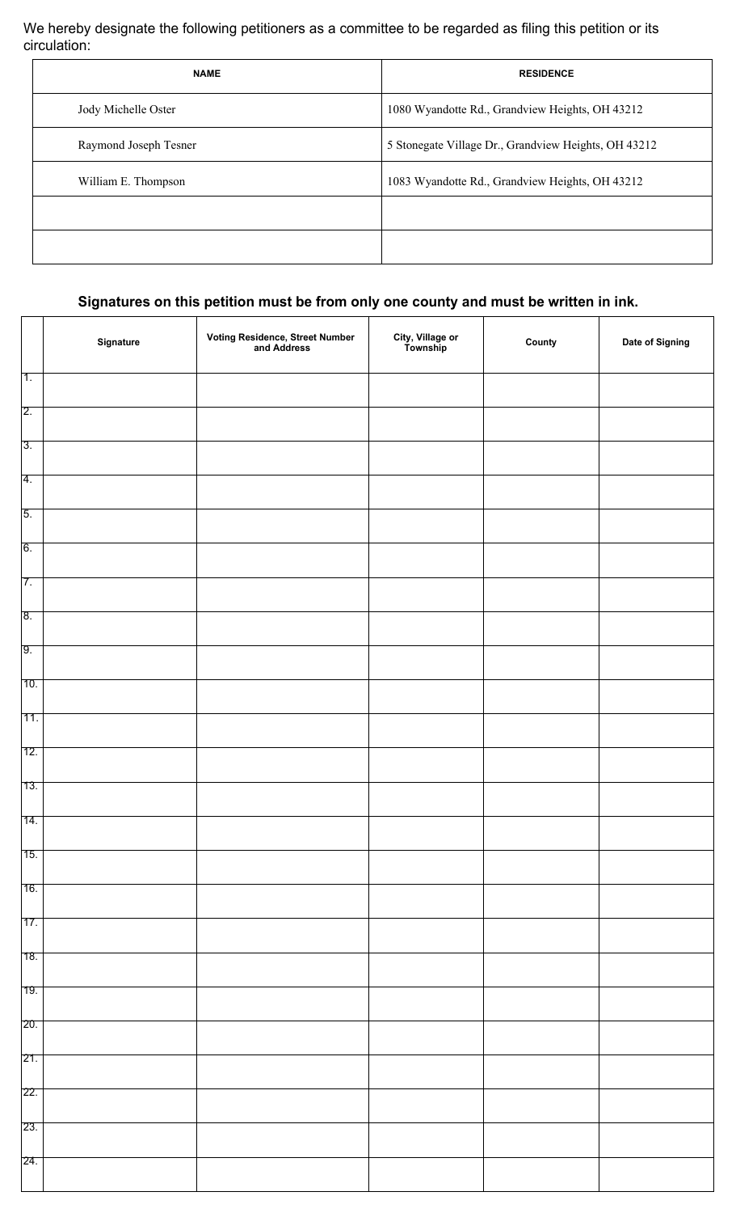We hereby designate the following petitioners as a committee to be regarded as filing this petition or its circulation:

| NAME | RESIDENCE |
|---|---|
| Jody Michelle Oster | 1080 Wyandotte Rd., Grandview Heights, OH 43212 |
| Raymond Joseph Tesner | 5 Stonegate Village Dr., Grandview Heights, OH 43212 |
| William E. Thompson | 1083 Wyandotte Rd., Grandview Heights, OH 43212 |
| | |
| | |

**Signatures on this petition must be from only one county and must be written in ink.**

| | Signature | Voting Residence, Street Number and Address | City, Village or Township | County | Date of Signing |
|---|---|---|---|---|---|
| 1. | | | | | |
| 2. | | | | | |
| 3. | | | | | |
| 4. | | | | | |
| 5. | | | | | |
| 6. | | | | | |
| 7. | | | | | |
| 8. | | | | | |
| 9. | | | | | |
| 10. | | | | | |
| 11. | | | | | |
| 12. | | | | | |
| 13. | | | | | |
| 14. | | | | | |
| 15. | | | | | |
| 16. | | | | | |
| 17. | | | | | |
| 18. | | | | | |
| 19. | | | | | |
| 20. | | | | | |
| 21. | | | | | |
| 22. | | | | | |
| 23. | | | | | |
| 24. | | | | | |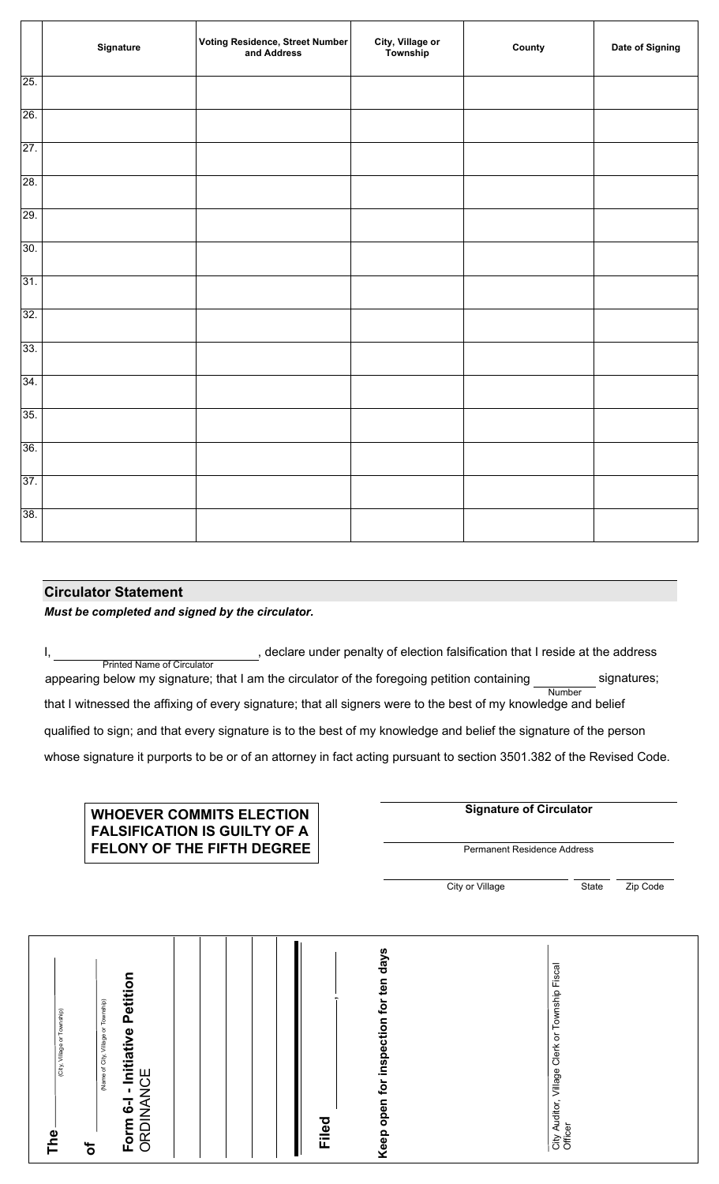| | Signature | Voting Residence, Street Number and Address | City, Village or Township | County | Date of Signing |
|---|---|---|---|---|---|
| 25. | | | | | |
| 26. | | | | | |
| 27. | | | | | |
| 28. | | | | | |
| 29. | | | | | |
| 30. | | | | | |
| 31. | | | | | |
| 32. | | | | | |
| 33. | | | | | |
| 34. | | | | | |
| 35. | | | | | |
| 36. | | | | | |
| 37. | | | | | |
| 38. | | | | | |

## Circulator Statement

***Must be completed and signed by the circulator.***

I, ______________________ (Printed Name of Circulator), declare under penalty of election falsification that I reside at the address appearing below my signature; that I am the circulator of the foregoing petition containing ________ (Number) signatures; that I witnessed the affixing of every signature; that all signers were to the best of my knowledge and belief qualified to sign; and that every signature is to the best of my knowledge and belief the signature of the person whose signature it purports to be or of an attorney in fact acting pursuant to section 3501.382 of the Revised Code.

**WHOEVER COMMITS ELECTION FALSIFICATION IS GUILTY OF A FELONY OF THE FIFTH DEGREE**

______________________
**Signature of Circulator**

______________________
Permanent Residence Address

______________________ ______ ______
City or Village State Zip Code

---

**The** ______________________ (City, Village or Township)

**of** ______________________ (Name of City, Village or Township)

**Form 6-I - Initiative Petition**
ORDINANCE

**Filed** ______________, ______

**Keep open for inspection for ten days**

______________________
City Auditor, Village Clerk or Township Fiscal Officer